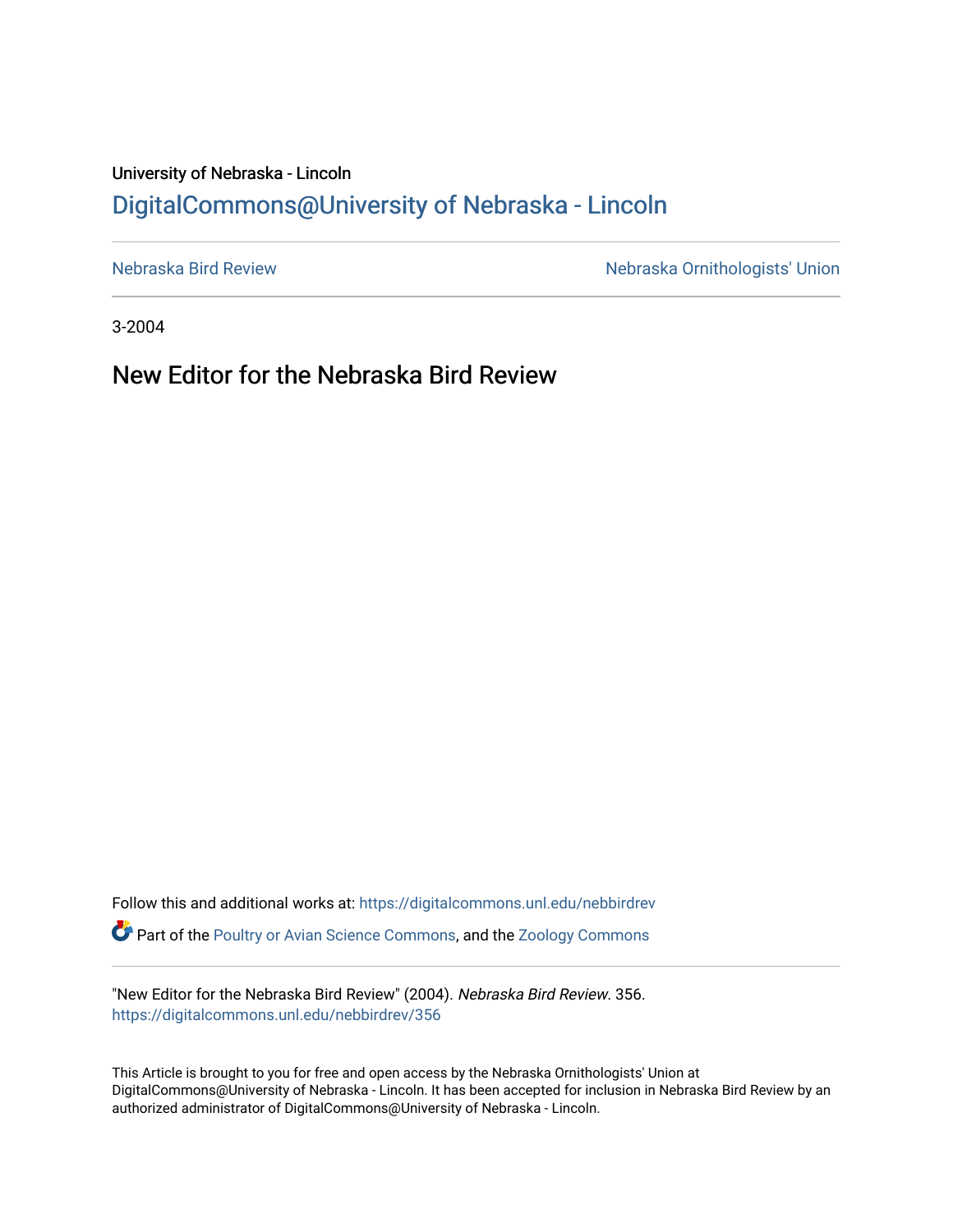University of Nebraska - Lincoln

[DigitalCommons@University of Nebraska - Lincoln](https://digitalcommons.unl.edu)

[Nebraska Bird Review](https://digitalcommons.unl.edu/nebbirdrev) | [Nebraska Ornithologists' Union](https://digitalcommons.unl.edu/nebornithologists)

3-2004

# New Editor for the Nebraska Bird Review

Follow this and additional works at: https://digitalcommons.unl.edu/nebbirdrev

Part of the Poultry or Avian Science Commons, and the Zoology Commons

"New Editor for the Nebraska Bird Review" (2004). *Nebraska Bird Review*. 356.
https://digitalcommons.unl.edu/nebbirdrev/356

This Article is brought to you for free and open access by the Nebraska Ornithologists' Union at DigitalCommons@University of Nebraska - Lincoln. It has been accepted for inclusion in Nebraska Bird Review by an authorized administrator of DigitalCommons@University of Nebraska - Lincoln.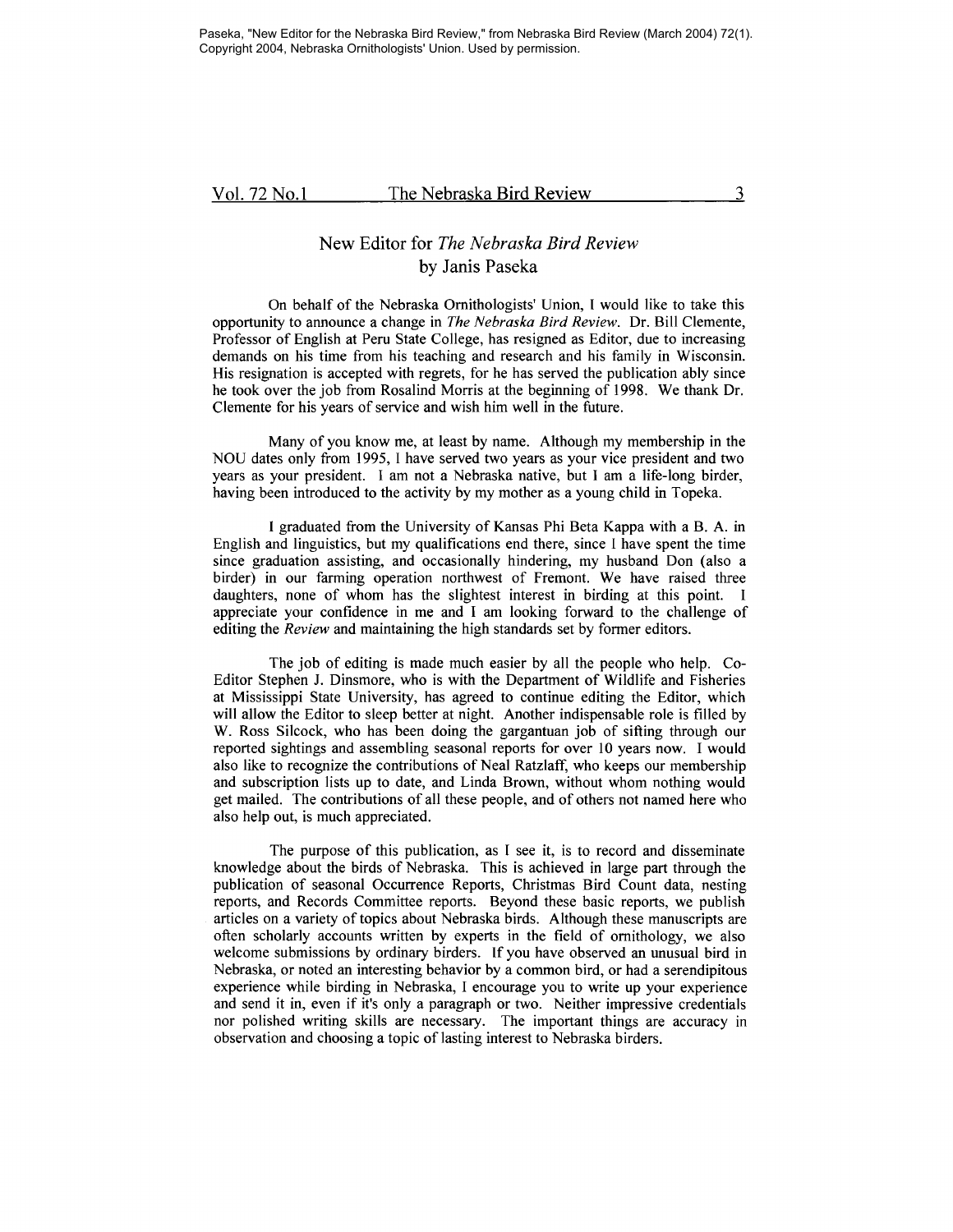Paseka, "New Editor for the Nebraska Bird Review," from Nebraska Bird Review (March 2004) 72(1). Copyright 2004, Nebraska Ornithologists' Union. Used by permission.

# New Editor for *The Nebraska Bird Review*

by Janis Paseka

On behalf of the Nebraska Ornithologists' Union, I would like to take this opportunity to announce a change in *The Nebraska Bird Review*. Dr. Bill Clemente, Professor of English at Peru State College, has resigned as Editor, due to increasing demands on his time from his teaching and research and his family in Wisconsin. His resignation is accepted with regrets, for he has served the publication ably since he took over the job from Rosalind Morris at the beginning of 1998. We thank Dr. Clemente for his years of service and wish him well in the future.

Many of you know me, at least by name. Although my membership in the NOU dates only from 1995, I have served two years as your vice president and two years as your president. I am not a Nebraska native, but I am a life-long birder, having been introduced to the activity by my mother as a young child in Topeka.

I graduated from the University of Kansas Phi Beta Kappa with a B. A. in English and linguistics, but my qualifications end there, since I have spent the time since graduation assisting, and occasionally hindering, my husband Don (also a birder) in our farming operation northwest of Fremont. We have raised three daughters, none of whom has the slightest interest in birding at this point. I appreciate your confidence in me and I am looking forward to the challenge of editing the *Review* and maintaining the high standards set by former editors.

The job of editing is made much easier by all the people who help. Co-Editor Stephen J. Dinsmore, who is with the Department of Wildlife and Fisheries at Mississippi State University, has agreed to continue editing the Editor, which will allow the Editor to sleep better at night. Another indispensable role is filled by W. Ross Silcock, who has been doing the gargantuan job of sifting through our reported sightings and assembling seasonal reports for over 10 years now. I would also like to recognize the contributions of Neal Ratzlaff, who keeps our membership and subscription lists up to date, and Linda Brown, without whom nothing would get mailed. The contributions of all these people, and of others not named here who also help out, is much appreciated.

The purpose of this publication, as I see it, is to record and disseminate knowledge about the birds of Nebraska. This is achieved in large part through the publication of seasonal Occurrence Reports, Christmas Bird Count data, nesting reports, and Records Committee reports. Beyond these basic reports, we publish articles on a variety of topics about Nebraska birds. Although these manuscripts are often scholarly accounts written by experts in the field of ornithology, we also welcome submissions by ordinary birders. If you have observed an unusual bird in Nebraska, or noted an interesting behavior by a common bird, or had a serendipitous experience while birding in Nebraska, I encourage you to write up your experience and send it in, even if it's only a paragraph or two. Neither impressive credentials nor polished writing skills are necessary. The important things are accuracy in observation and choosing a topic of lasting interest to Nebraska birders.